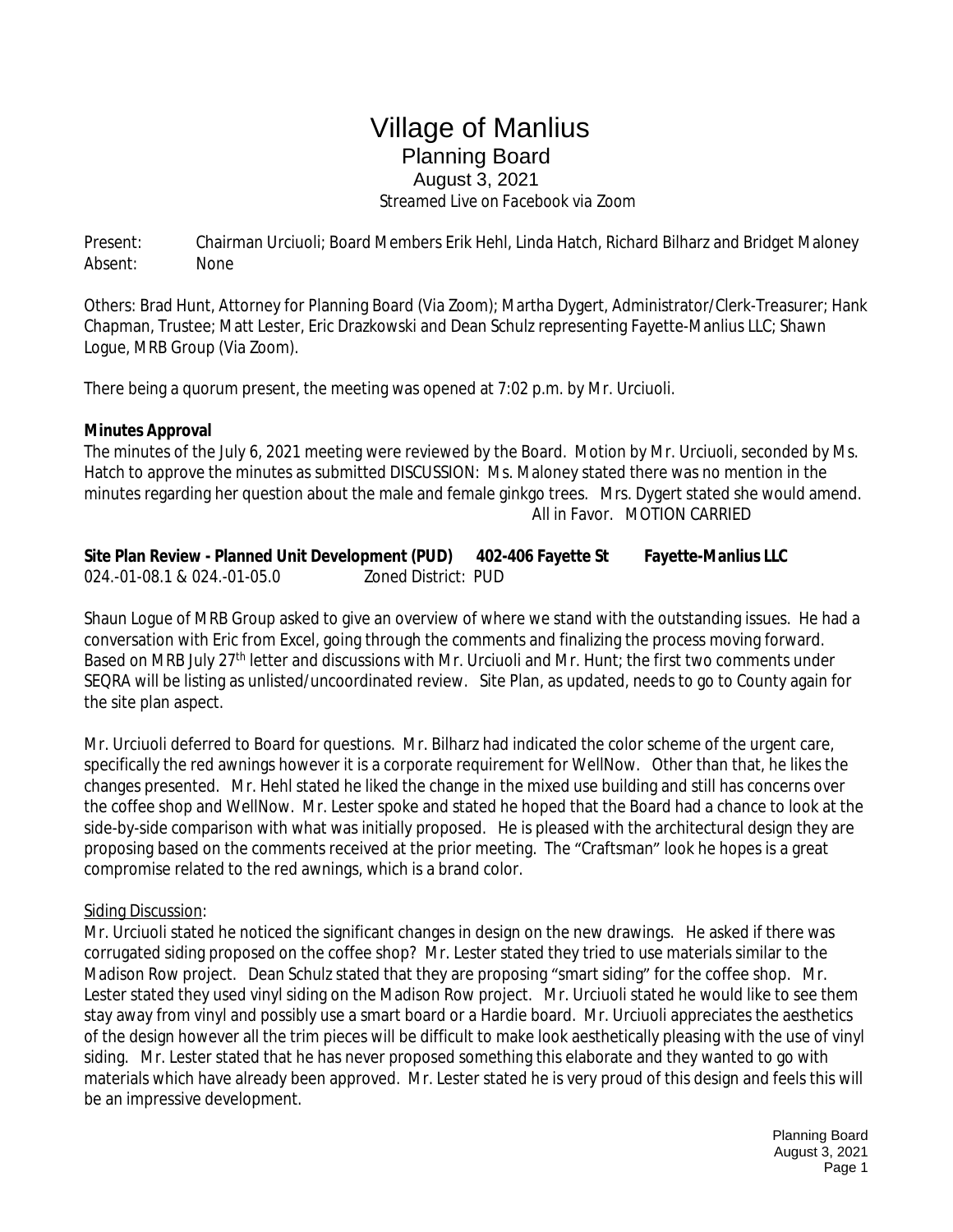# Village of Manlius

## Planning Board

August 3, 2021

Streamed Live on Facebook via Zoom

Present: Chairman Urciuoli; Board Members Erik Hehl, Linda Hatch, Richard Bilharz and Bridget Maloney
Absent: None

Others: Brad Hunt, Attorney for Planning Board (Via Zoom); Martha Dygert, Administrator/Clerk-Treasurer; Hank Chapman, Trustee; Matt Lester, Eric Drazkowski and Dean Schulz representing Fayette-Manlius LLC; Shawn Logue, MRB Group (Via Zoom).

There being a quorum present, the meeting was opened at 7:02 p.m. by Mr. Urciuoli.

**Minutes Approval**

The minutes of the July 6, 2021 meeting were reviewed by the Board. Motion by Mr. Urciuoli, seconded by Ms. Hatch to approve the minutes as submitted DISCUSSION: Ms. Maloney stated there was no mention in the minutes regarding her question about the male and female ginkgo trees. Mrs. Dygert stated she would amend.

All in Favor. MOTION CARRIED

**Site Plan Review - Planned Unit Development (PUD) 402-406 Fayette St Fayette-Manlius LLC**
024.-01-08.1 & 024.-01-05.0 Zoned District: PUD

Shaun Logue of MRB Group asked to give an overview of where we stand with the outstanding issues. He had a conversation with Eric from Excel, going through the comments and finalizing the process moving forward. Based on MRB July 27th letter and discussions with Mr. Urciuoli and Mr. Hunt; the first two comments under SEQRA will be listing as unlisted/uncoordinated review. Site Plan, as updated, needs to go to County again for the site plan aspect.

Mr. Urciuoli deferred to Board for questions. Mr. Bilharz had indicated the color scheme of the urgent care, specifically the red awnings however it is a corporate requirement for WellNow. Other than that, he likes the changes presented. Mr. Hehl stated he liked the change in the mixed use building and still has concerns over the coffee shop and WellNow. Mr. Lester spoke and stated he hoped that the Board had a chance to look at the side-by-side comparison with what was initially proposed. He is pleased with the architectural design they are proposing based on the comments received at the prior meeting. The "Craftsman" look he hopes is a great compromise related to the red awnings, which is a brand color.

Siding Discussion:

Mr. Urciuoli stated he noticed the significant changes in design on the new drawings. He asked if there was corrugated siding proposed on the coffee shop? Mr. Lester stated they tried to use materials similar to the Madison Row project. Dean Schulz stated that they are proposing "smart siding" for the coffee shop. Mr. Lester stated they used vinyl siding on the Madison Row project. Mr. Urciuoli stated he would like to see them stay away from vinyl and possibly use a smart board or a Hardie board. Mr. Urciuoli appreciates the aesthetics of the design however all the trim pieces will be difficult to make look aesthetically pleasing with the use of vinyl siding. Mr. Lester stated that he has never proposed something this elaborate and they wanted to go with materials which have already been approved. Mr. Lester stated he is very proud of this design and feels this will be an impressive development.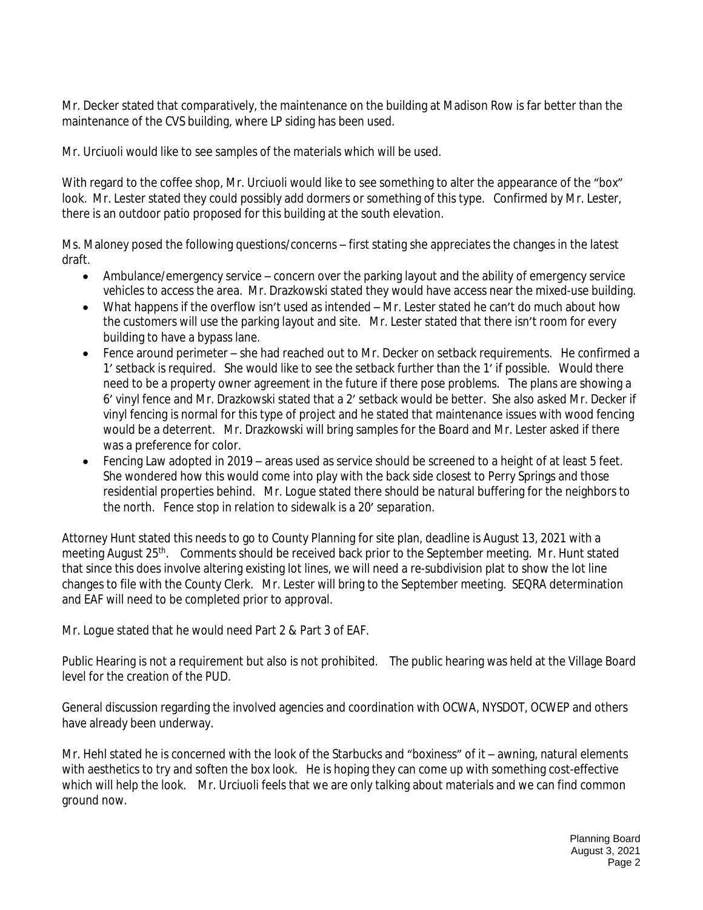Mr. Decker stated that comparatively, the maintenance on the building at Madison Row is far better than the maintenance of the CVS building, where LP siding has been used.

Mr. Urciuoli would like to see samples of the materials which will be used.

With regard to the coffee shop, Mr. Urciuoli would like to see something to alter the appearance of the "box" look. Mr. Lester stated they could possibly add dormers or something of this type. Confirmed by Mr. Lester, there is an outdoor patio proposed for this building at the south elevation.

Ms. Maloney posed the following questions/concerns – first stating she appreciates the changes in the latest draft.

- Ambulance/emergency service – concern over the parking layout and the ability of emergency service vehicles to access the area. Mr. Drazkowski stated they would have access near the mixed-use building.
- What happens if the overflow isn't used as intended – Mr. Lester stated he can't do much about how the customers will use the parking layout and site. Mr. Lester stated that there isn't room for every building to have a bypass lane.
- Fence around perimeter – she had reached out to Mr. Decker on setback requirements. He confirmed a 1' setback is required. She would like to see the setback further than the 1' if possible. Would there need to be a property owner agreement in the future if there pose problems. The plans are showing a 6' vinyl fence and Mr. Drazkowski stated that a 2' setback would be better. She also asked Mr. Decker if vinyl fencing is normal for this type of project and he stated that maintenance issues with wood fencing would be a deterrent. Mr. Drazkowski will bring samples for the Board and Mr. Lester asked if there was a preference for color.
- Fencing Law adopted in 2019 – areas used as service should be screened to a height of at least 5 feet. She wondered how this would come into play with the back side closest to Perry Springs and those residential properties behind. Mr. Logue stated there should be natural buffering for the neighbors to the north. Fence stop in relation to sidewalk is a 20' separation.

Attorney Hunt stated this needs to go to County Planning for site plan, deadline is August 13, 2021 with a meeting August 25th. Comments should be received back prior to the September meeting. Mr. Hunt stated that since this does involve altering existing lot lines, we will need a re-subdivision plat to show the lot line changes to file with the County Clerk. Mr. Lester will bring to the September meeting. SEQRA determination and EAF will need to be completed prior to approval.

Mr. Logue stated that he would need Part 2 & Part 3 of EAF.

Public Hearing is not a requirement but also is not prohibited. The public hearing was held at the Village Board level for the creation of the PUD.

General discussion regarding the involved agencies and coordination with OCWA, NYSDOT, OCWEP and others have already been underway.

Mr. Hehl stated he is concerned with the look of the Starbucks and "boxiness" of it – awning, natural elements with aesthetics to try and soften the box look. He is hoping they can come up with something cost-effective which will help the look. Mr. Urciuoli feels that we are only talking about materials and we can find common ground now.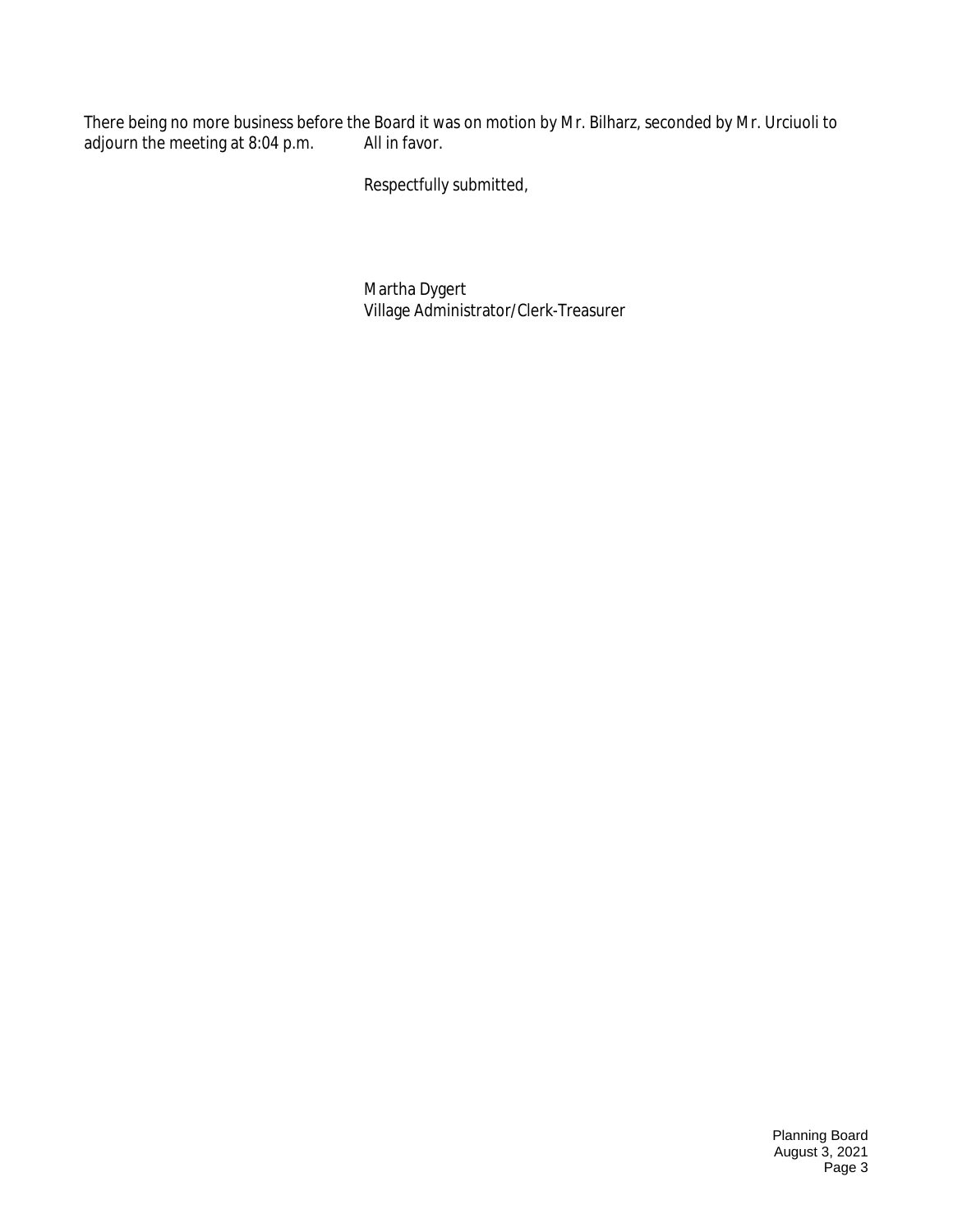There being no more business before the Board it was on motion by Mr. Bilharz, seconded by Mr. Urciuoli to adjourn the meeting at 8:04 p.m. All in favor.

Respectfully submitted,

Martha Dygert
Village Administrator/Clerk-Treasurer